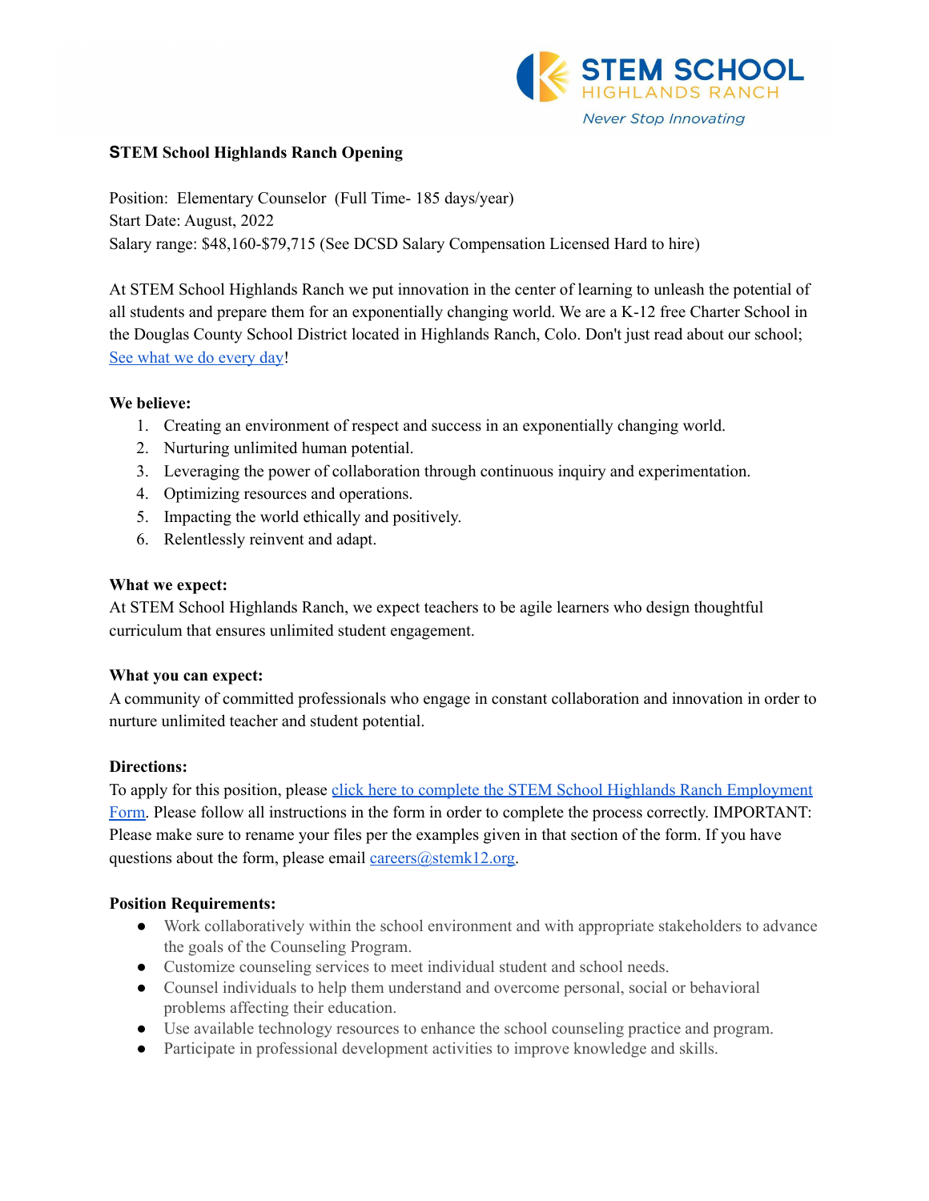STEM SCHOOL
HIGHLANDS RANCH
*Never Stop Innovating*

**STEM School Highlands Ranch Opening**

Position: Elementary Counselor (Full Time- 185 days/year)
Start Date: August, 2022
Salary range: $48,160-$79,715 (See DCSD Salary Compensation Licensed Hard to hire)

At STEM School Highlands Ranch we put innovation in the center of learning to unleash the potential of all students and prepare them for an exponentially changing world. We are a K-12 free Charter School in the Douglas County School District located in Highlands Ranch, Colo. Don't just read about our school; See what we do every day!

**We believe:**

1. Creating an environment of respect and success in an exponentially changing world.
2. Nurturing unlimited human potential.
3. Leveraging the power of collaboration through continuous inquiry and experimentation.
4. Optimizing resources and operations.
5. Impacting the world ethically and positively.
6. Relentlessly reinvent and adapt.

**What we expect:**

At STEM School Highlands Ranch, we expect teachers to be agile learners who design thoughtful curriculum that ensures unlimited student engagement.

**What you can expect:**

A community of committed professionals who engage in constant collaboration and innovation in order to nurture unlimited teacher and student potential.

**Directions:**

To apply for this position, please click here to complete the STEM School Highlands Ranch Employment Form. Please follow all instructions in the form in order to complete the process correctly. IMPORTANT: Please make sure to rename your files per the examples given in that section of the form. If you have questions about the form, please email careers@stemk12.org.

**Position Requirements:**

- Work collaboratively within the school environment and with appropriate stakeholders to advance the goals of the Counseling Program.
- Customize counseling services to meet individual student and school needs.
- Counsel individuals to help them understand and overcome personal, social or behavioral problems affecting their education.
- Use available technology resources to enhance the school counseling practice and program.
- Participate in professional development activities to improve knowledge and skills.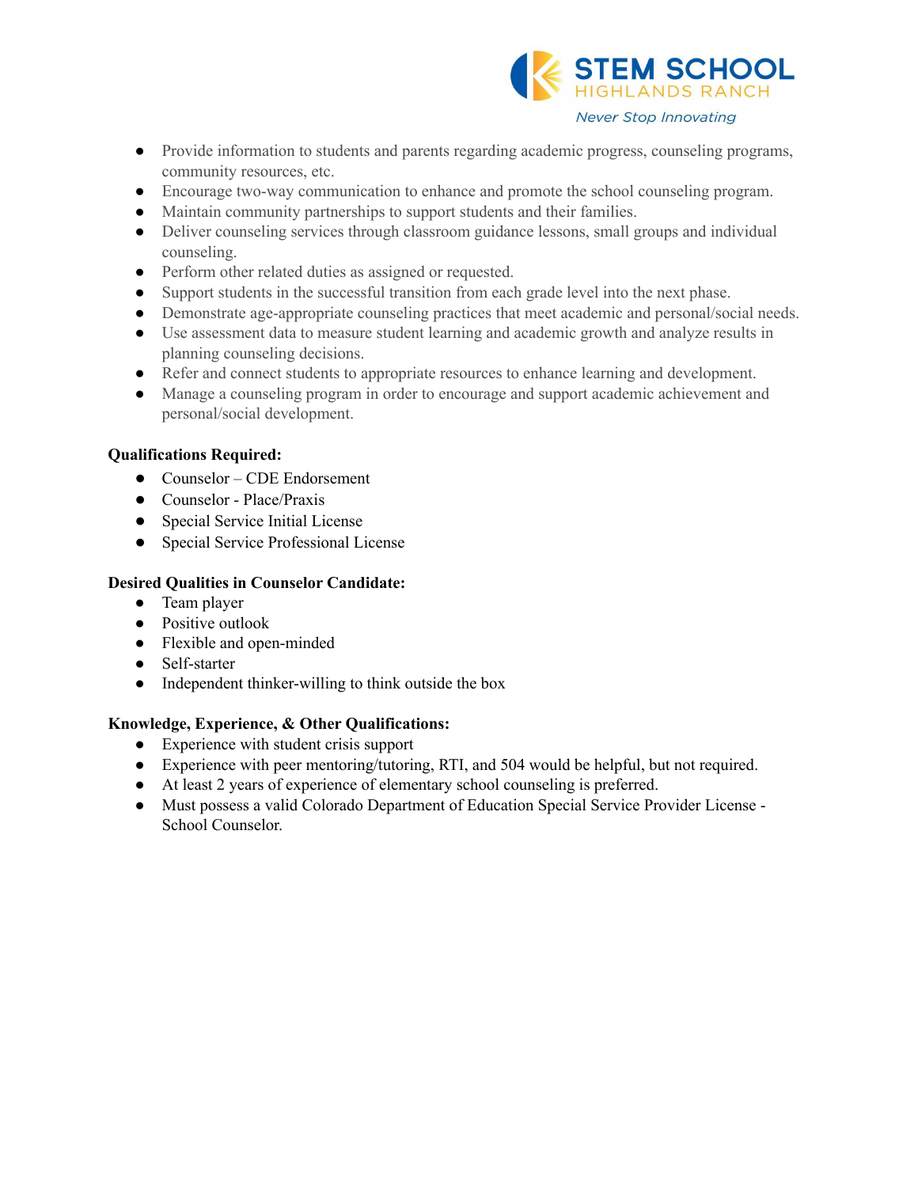- Provide information to students and parents regarding academic progress, counseling programs, community resources, etc.
- Encourage two-way communication to enhance and promote the school counseling program.
- Maintain community partnerships to support students and their families.
- Deliver counseling services through classroom guidance lessons, small groups and individual counseling.
- Perform other related duties as assigned or requested.
- Support students in the successful transition from each grade level into the next phase.
- Demonstrate age-appropriate counseling practices that meet academic and personal/social needs.
- Use assessment data to measure student learning and academic growth and analyze results in planning counseling decisions.
- Refer and connect students to appropriate resources to enhance learning and development.
- Manage a counseling program in order to encourage and support academic achievement and personal/social development.

**Qualifications Required:**

- Counselor – CDE Endorsement
- Counselor - Place/Praxis
- Special Service Initial License
- Special Service Professional License

**Desired Qualities in Counselor Candidate:**

- Team player
- Positive outlook
- Flexible and open-minded
- Self-starter
- Independent thinker-willing to think outside the box

**Knowledge, Experience, & Other Qualifications:**

- Experience with student crisis support
- Experience with peer mentoring/tutoring, RTI, and 504 would be helpful, but not required.
- At least 2 years of experience of elementary school counseling is preferred.
- Must possess a valid Colorado Department of Education Special Service Provider License - School Counselor.